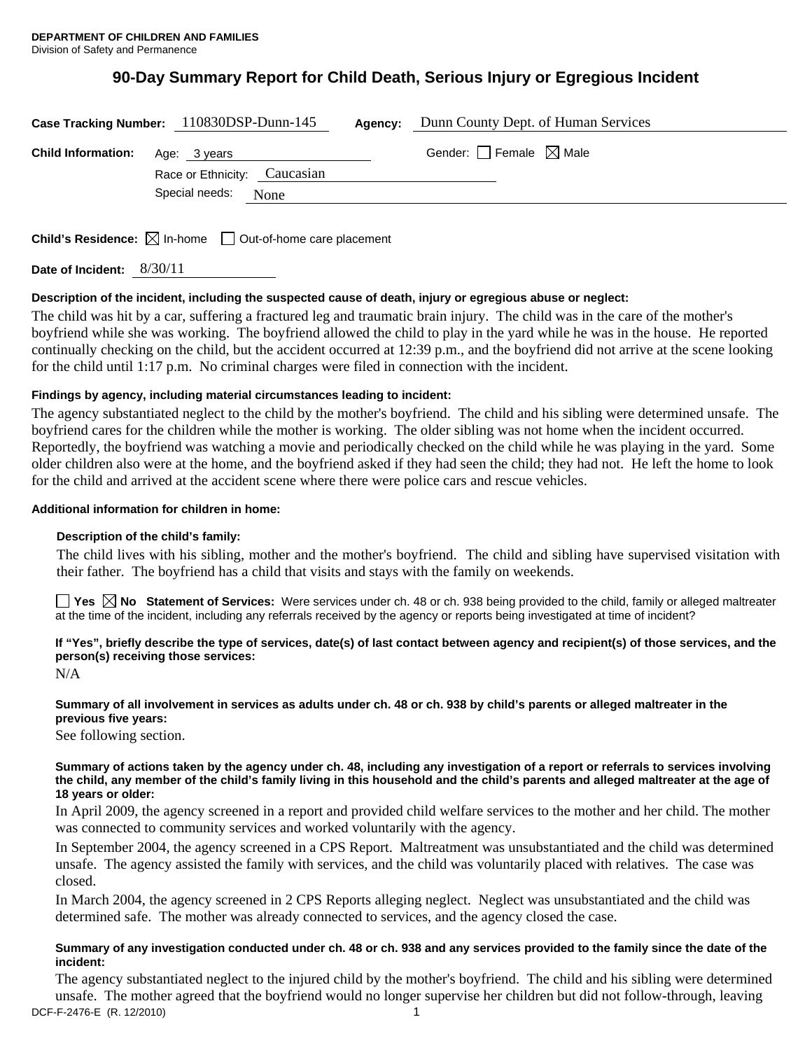**DEPARTMENT OF CHILDREN AND FAMILIES**
Division of Safety and Permanence

# 90-Day Summary Report for Child Death, Serious Injury or Egregious Incident

**Case Tracking Number:** 110830DSP-Dunn-145 **Agency:** Dunn County Dept. of Human Services

**Child Information:** Age: 3 years Gender: ☐ Female ☒ Male

Race or Ethnicity: Caucasian

Special needs: None

**Child's Residence:** ☒ In-home ☐ Out-of-home care placement

**Date of Incident:** 8/30/11

**Description of the incident, including the suspected cause of death, injury or egregious abuse or neglect:**

The child was hit by a car, suffering a fractured leg and traumatic brain injury. The child was in the care of the mother's boyfriend while she was working. The boyfriend allowed the child to play in the yard while he was in the house. He reported continually checking on the child, but the accident occurred at 12:39 p.m., and the boyfriend did not arrive at the scene looking for the child until 1:17 p.m. No criminal charges were filed in connection with the incident.

**Findings by agency, including material circumstances leading to incident:**

The agency substantiated neglect to the child by the mother's boyfriend. The child and his sibling were determined unsafe. The boyfriend cares for the children while the mother is working. The older sibling was not home when the incident occurred. Reportedly, the boyfriend was watching a movie and periodically checked on the child while he was playing in the yard. Some older children also were at the home, and the boyfriend asked if they had seen the child; they had not. He left the home to look for the child and arrived at the accident scene where there were police cars and rescue vehicles.

**Additional information for children in home:**

**Description of the child's family:**

The child lives with his sibling, mother and the mother's boyfriend. The child and sibling have supervised visitation with their father. The boyfriend has a child that visits and stays with the family on weekends.

☐ **Yes** ☒ **No** **Statement of Services:** Were services under ch. 48 or ch. 938 being provided to the child, family or alleged maltreater at the time of the incident, including any referrals received by the agency or reports being investigated at time of incident?

**If "Yes", briefly describe the type of services, date(s) of last contact between agency and recipient(s) of those services, and the person(s) receiving those services:**

N/A

**Summary of all involvement in services as adults under ch. 48 or ch. 938 by child's parents or alleged maltreater in the previous five years:**

See following section.

**Summary of actions taken by the agency under ch. 48, including any investigation of a report or referrals to services involving the child, any member of the child's family living in this household and the child's parents and alleged maltreater at the age of 18 years or older:**

In April 2009, the agency screened in a report and provided child welfare services to the mother and her child. The mother was connected to community services and worked voluntarily with the agency.

In September 2004, the agency screened in a CPS Report. Maltreatment was unsubstantiated and the child was determined unsafe. The agency assisted the family with services, and the child was voluntarily placed with relatives. The case was closed.

In March 2004, the agency screened in 2 CPS Reports alleging neglect. Neglect was unsubstantiated and the child was determined safe. The mother was already connected to services, and the agency closed the case.

**Summary of any investigation conducted under ch. 48 or ch. 938 and any services provided to the family since the date of the incident:**

The agency substantiated neglect to the injured child by the mother's boyfriend. The child and his sibling were determined unsafe. The mother agreed that the boyfriend would no longer supervise her children but did not follow-through, leaving

DCF-F-2476-E (R. 12/2010)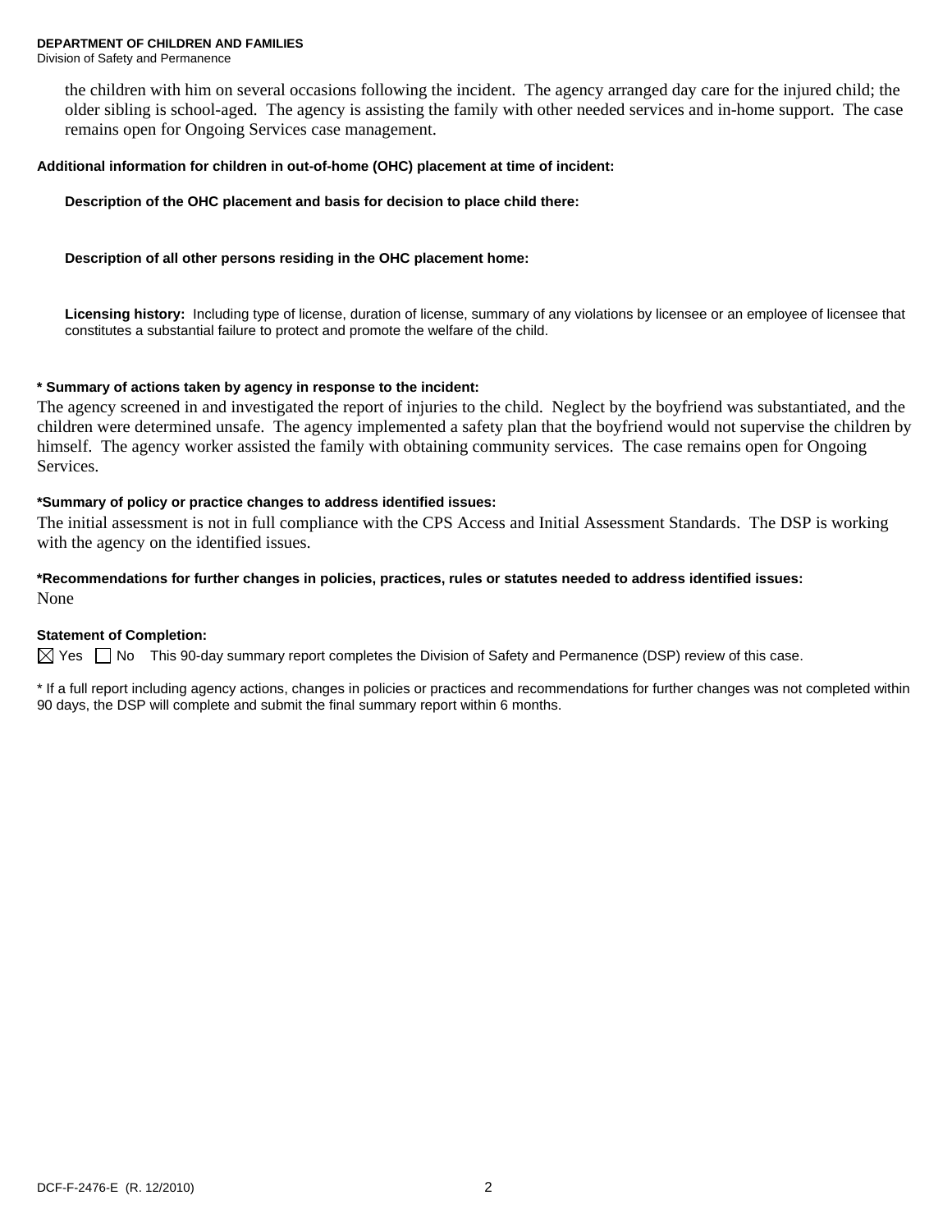the children with him on several occasions following the incident. The agency arranged day care for the injured child; the older sibling is school-aged. The agency is assisting the family with other needed services and in-home support. The case remains open for Ongoing Services case management.

**Additional information for children in out-of-home (OHC) placement at time of incident:**

**Description of the OHC placement and basis for decision to place child there:**

**Description of all other persons residing in the OHC placement home:**

**Licensing history:** Including type of license, duration of license, summary of any violations by licensee or an employee of licensee that constitutes a substantial failure to protect and promote the welfare of the child.

**\* Summary of actions taken by agency in response to the incident:**

The agency screened in and investigated the report of injuries to the child. Neglect by the boyfriend was substantiated, and the children were determined unsafe. The agency implemented a safety plan that the boyfriend would not supervise the children by himself. The agency worker assisted the family with obtaining community services. The case remains open for Ongoing Services.

**\*Summary of policy or practice changes to address identified issues:**

The initial assessment is not in full compliance with the CPS Access and Initial Assessment Standards. The DSP is working with the agency on the identified issues.

**\*Recommendations for further changes in policies, practices, rules or statutes needed to address identified issues:**

None

**Statement of Completion:**

☒ Yes ☐ No This 90-day summary report completes the Division of Safety and Permanence (DSP) review of this case.

\* If a full report including agency actions, changes in policies or practices and recommendations for further changes was not completed within 90 days, the DSP will complete and submit the final summary report within 6 months.

DCF-F-2476-E (R. 12/2010)